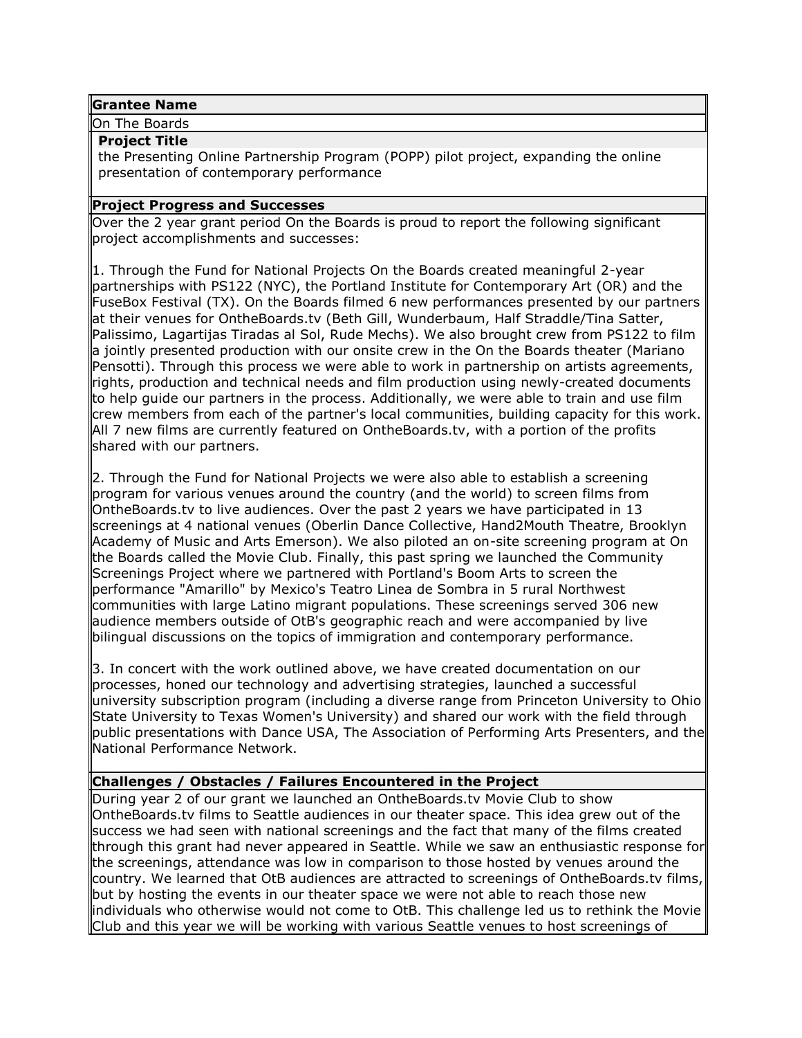**Grantee Name**

On The Boards

**Project Title**

the Presenting Online Partnership Program (POPP) pilot project, expanding the online presentation of contemporary performance

**Project Progress and Successes**

Over the 2 year grant period On the Boards is proud to report the following significant project accomplishments and successes:

1. Through the Fund for National Projects On the Boards created meaningful 2-year partnerships with PS122 (NYC), the Portland Institute for Contemporary Art (OR) and the FuseBox Festival (TX). On the Boards filmed 6 new performances presented by our partners at their venues for OntheBoards.tv (Beth Gill, Wunderbaum, Half Straddle/Tina Satter, Palissimo, Lagartijas Tiradas al Sol, Rude Mechs). We also brought crew from PS122 to film a jointly presented production with our onsite crew in the On the Boards theater (Mariano Pensotti). Through this process we were able to work in partnership on artists agreements, rights, production and technical needs and film production using newly-created documents to help guide our partners in the process. Additionally, we were able to train and use film crew members from each of the partner's local communities, building capacity for this work. All 7 new films are currently featured on OntheBoards.tv, with a portion of the profits shared with our partners.

2. Through the Fund for National Projects we were also able to establish a screening program for various venues around the country (and the world) to screen films from OntheBoards.tv to live audiences. Over the past 2 years we have participated in 13 screenings at 4 national venues (Oberlin Dance Collective, Hand2Mouth Theatre, Brooklyn Academy of Music and Arts Emerson). We also piloted an on-site screening program at On the Boards called the Movie Club. Finally, this past spring we launched the Community Screenings Project where we partnered with Portland's Boom Arts to screen the performance "Amarillo" by Mexico's Teatro Linea de Sombra in 5 rural Northwest communities with large Latino migrant populations. These screenings served 306 new audience members outside of OtB's geographic reach and were accompanied by live bilingual discussions on the topics of immigration and contemporary performance.

3. In concert with the work outlined above, we have created documentation on our processes, honed our technology and advertising strategies, launched a successful university subscription program (including a diverse range from Princeton University to Ohio State University to Texas Women's University) and shared our work with the field through public presentations with Dance USA, The Association of Performing Arts Presenters, and the National Performance Network.

**Challenges / Obstacles / Failures Encountered in the Project**

During year 2 of our grant we launched an OntheBoards.tv Movie Club to show OntheBoards.tv films to Seattle audiences in our theater space. This idea grew out of the success we had seen with national screenings and the fact that many of the films created through this grant had never appeared in Seattle. While we saw an enthusiastic response for the screenings, attendance was low in comparison to those hosted by venues around the country. We learned that OtB audiences are attracted to screenings of OntheBoards.tv films, but by hosting the events in our theater space we were not able to reach those new individuals who otherwise would not come to OtB. This challenge led us to rethink the Movie Club and this year we will be working with various Seattle venues to host screenings of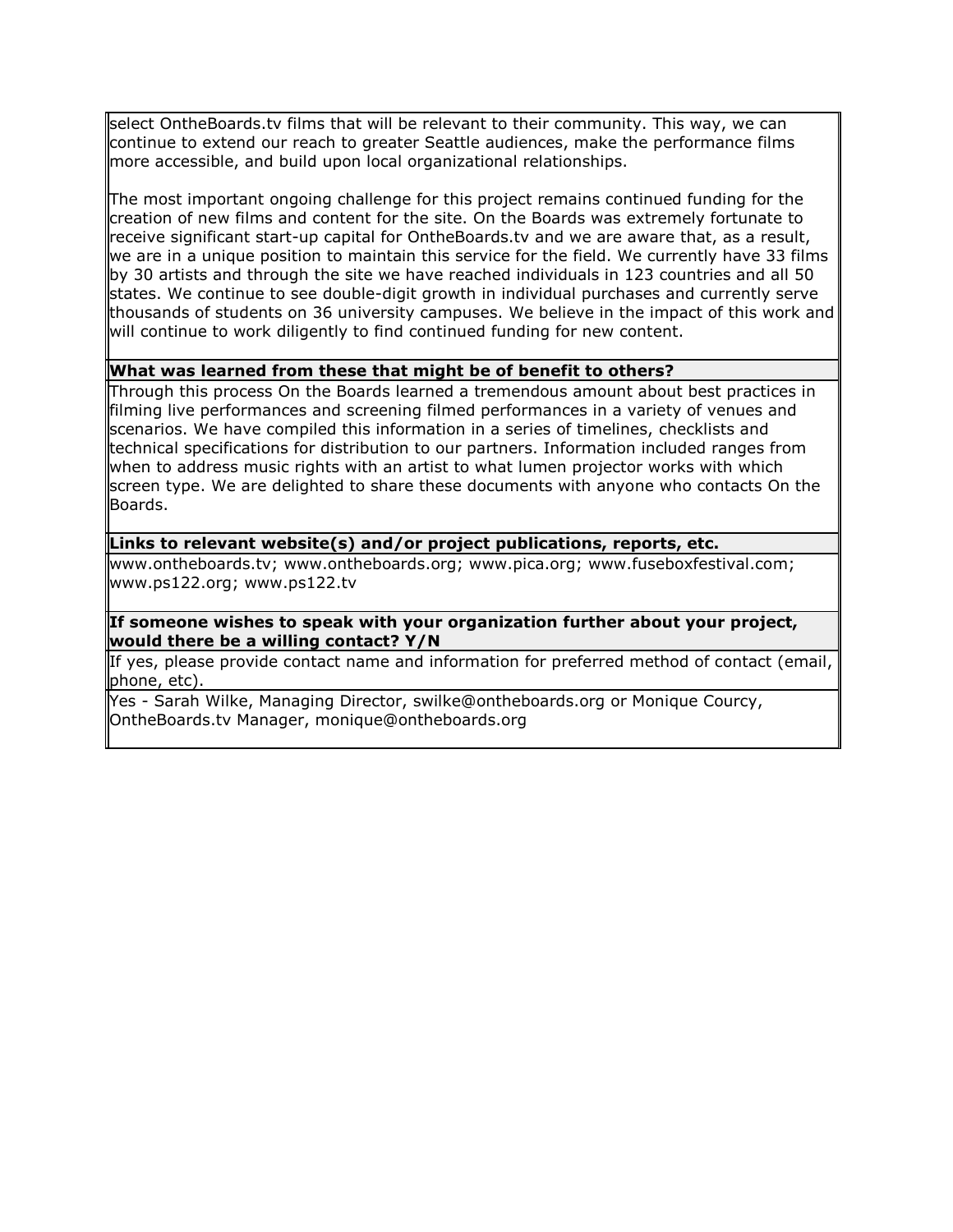select OntheBoards.tv films that will be relevant to their community. This way, we can continue to extend our reach to greater Seattle audiences, make the performance films more accessible, and build upon local organizational relationships.

The most important ongoing challenge for this project remains continued funding for the creation of new films and content for the site. On the Boards was extremely fortunate to receive significant start-up capital for OntheBoards.tv and we are aware that, as a result, we are in a unique position to maintain this service for the field. We currently have 33 films by 30 artists and through the site we have reached individuals in 123 countries and all 50 states. We continue to see double-digit growth in individual purchases and currently serve thousands of students on 36 university campuses. We believe in the impact of this work and will continue to work diligently to find continued funding for new content.

**What was learned from these that might be of benefit to others?**

Through this process On the Boards learned a tremendous amount about best practices in filming live performances and screening filmed performances in a variety of venues and scenarios. We have compiled this information in a series of timelines, checklists and technical specifications for distribution to our partners. Information included ranges from when to address music rights with an artist to what lumen projector works with which screen type. We are delighted to share these documents with anyone who contacts On the Boards.

**Links to relevant website(s) and/or project publications, reports, etc.**

www.ontheboards.tv; www.ontheboards.org; www.pica.org; www.fuseboxfestival.com; www.ps122.org; www.ps122.tv

**If someone wishes to speak with your organization further about your project, would there be a willing contact? Y/N**

If yes, please provide contact name and information for preferred method of contact (email, phone, etc).

Yes - Sarah Wilke, Managing Director, swilke@ontheboards.org or Monique Courcy, OntheBoards.tv Manager, monique@ontheboards.org